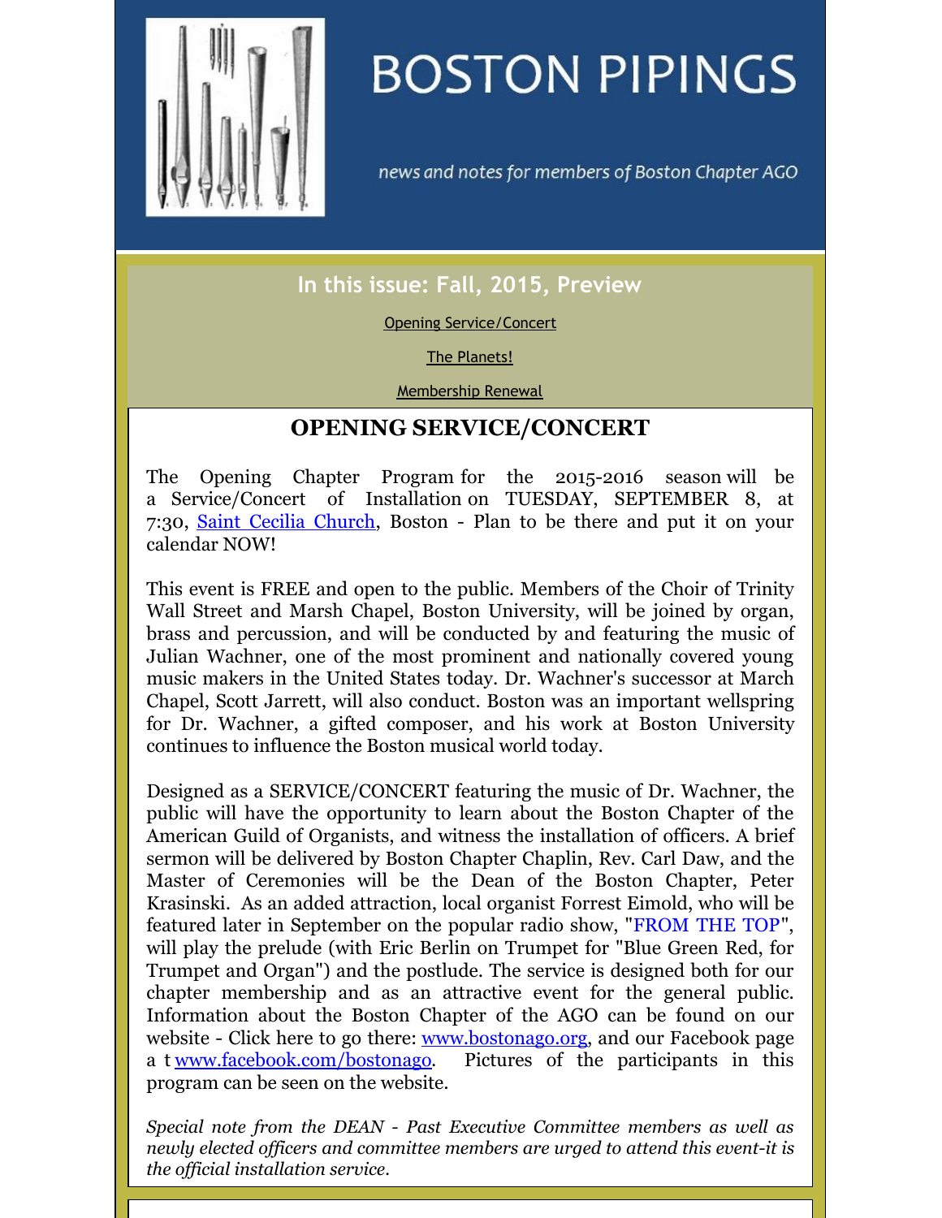# BOSTON PIPINGS

*news and notes for members of Boston Chapter AGO*

## In this issue: Fall, 2015, Preview

Opening Service/Concert

The Planets!

Membership Renewal

## OPENING SERVICE/CONCERT

The Opening Chapter Program for the 2015-2016 season will be a Service/Concert of Installation on TUESDAY, SEPTEMBER 8, at 7:30, Saint Cecilia Church, Boston - Plan to be there and put it on your calendar NOW!

This event is FREE and open to the public. Members of the Choir of Trinity Wall Street and Marsh Chapel, Boston University, will be joined by organ, brass and percussion, and will be conducted by and featuring the music of Julian Wachner, one of the most prominent and nationally covered young music makers in the United States today. Dr. Wachner's successor at March Chapel, Scott Jarrett, will also conduct. Boston was an important wellspring for Dr. Wachner, a gifted composer, and his work at Boston University continues to influence the Boston musical world today.

Designed as a SERVICE/CONCERT featuring the music of Dr. Wachner, the public will have the opportunity to learn about the Boston Chapter of the American Guild of Organists, and witness the installation of officers. A brief sermon will be delivered by Boston Chapter Chaplin, Rev. Carl Daw, and the Master of Ceremonies will be the Dean of the Boston Chapter, Peter Krasinski. As an added attraction, local organist Forrest Eimold, who will be featured later in September on the popular radio show, "FROM THE TOP", will play the prelude (with Eric Berlin on Trumpet for "Blue Green Red, for Trumpet and Organ") and the postlude. The service is designed both for our chapter membership and as an attractive event for the general public. Information about the Boston Chapter of the AGO can be found on our website - Click here to go there: www.bostonago.org, and our Facebook page a t www.facebook.com/bostonago. Pictures of the participants in this program can be seen on the website.

*Special note from the DEAN - Past Executive Committee members as well as newly elected officers and committee members are urged to attend this event-it is the official installation service.*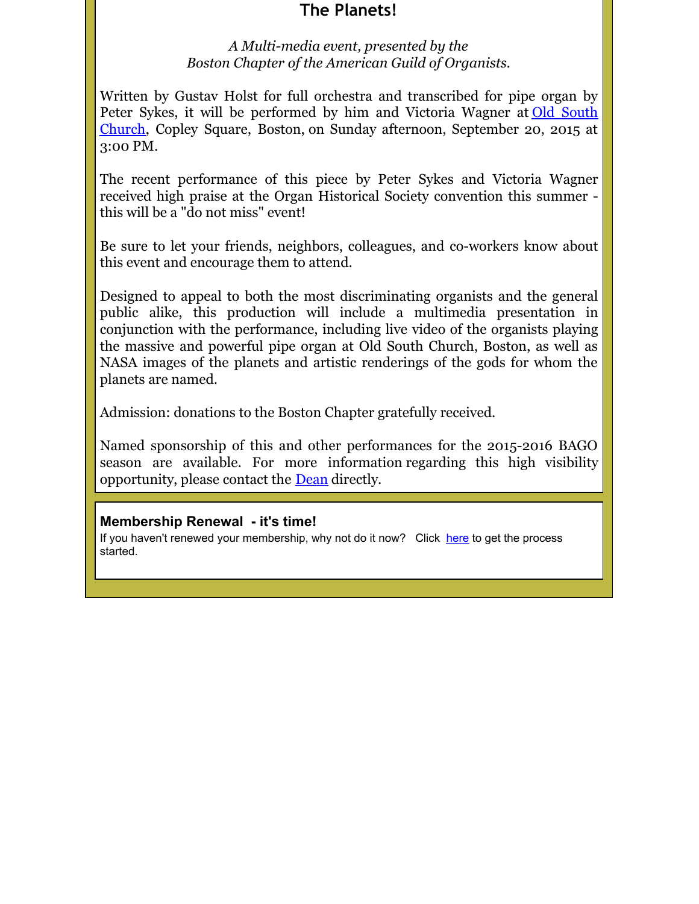## The Planets!

*A Multi-media event, presented by the Boston Chapter of the American Guild of Organists.*

Written by Gustav Holst for full orchestra and transcribed for pipe organ by Peter Sykes, it will be performed by him and Victoria Wagner at Old South Church, Copley Square, Boston, on Sunday afternoon, September 20, 2015 at 3:00 PM.

The recent performance of this piece by Peter Sykes and Victoria Wagner received high praise at the Organ Historical Society convention this summer - this will be a "do not miss" event!

Be sure to let your friends, neighbors, colleagues, and co-workers know about this event and encourage them to attend.

Designed to appeal to both the most discriminating organists and the general public alike, this production will include a multimedia presentation in conjunction with the performance, including live video of the organists playing the massive and powerful pipe organ at Old South Church, Boston, as well as NASA images of the planets and artistic renderings of the gods for whom the planets are named.

Admission: donations to the Boston Chapter gratefully received.

Named sponsorship of this and other performances for the 2015-2016 BAGO season are available. For more information regarding this high visibility opportunity, please contact the Dean directly.

### Membership Renewal - it's time!

If you haven't renewed your membership, why not do it now? Click here to get the process started.